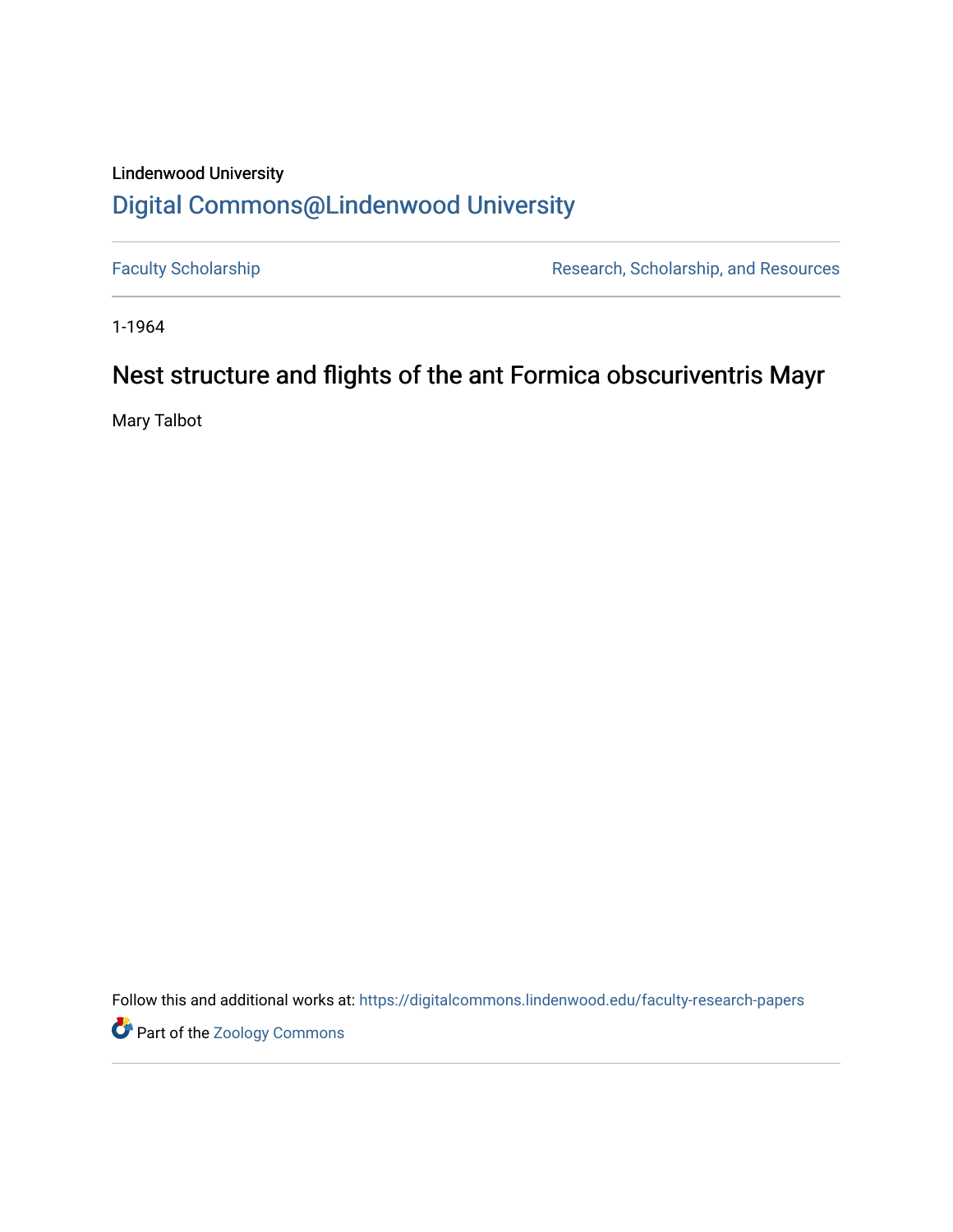Lindenwood University

# Digital Commons@Lindenwood University

Faculty Scholarship

Research, Scholarship, and Resources

1-1964

## Nest structure and flights of the ant Formica obscuriventris Mayr

Mary Talbot

Follow this and additional works at: https://digitalcommons.lindenwood.edu/faculty-research-papers

Part of the Zoology Commons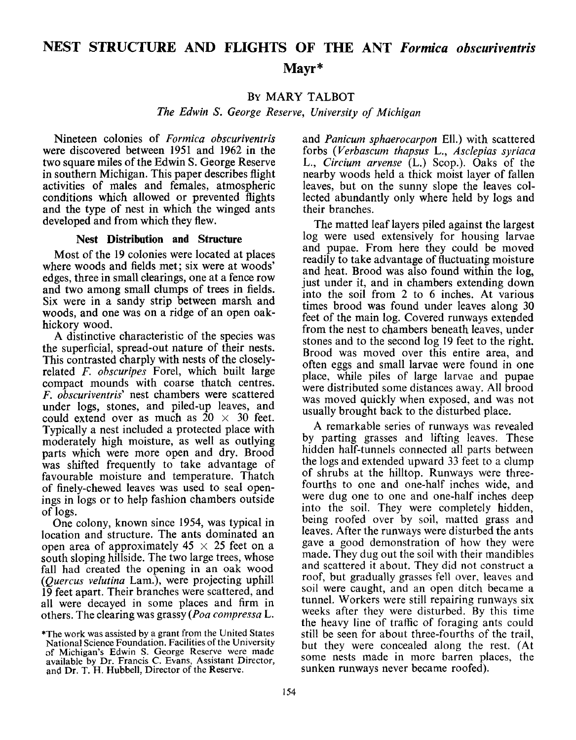# NEST STRUCTURE AND FLIGHTS OF THE ANT *Formica obscuriventris* Mayr*

BY MARY TALBOT

*The Edwin S. George Reserve, University of Michigan*

Nineteen colonies of *Formica obscuriventris* were discovered between 1951 and 1962 in the two square miles of the Edwin S. George Reserve in southern Michigan. This paper describes flight activities of males and females, atmospheric conditions which allowed or prevented flights and the type of nest in which the winged ants developed and from which they flew.

## Nest Distribution and Structure

Most of the 19 colonies were located at places where woods and fields met; six were at woods' edges, three in small clearings, one at a fence row and two among small clumps of trees in fields. Six were in a sandy strip between marsh and woods, and one was on a ridge of an open oak-hickory wood.

A distinctive characteristic of the species was the superficial, spread-out nature of their nests. This contrasted charply with nests of the closely-related *F. obscuripes* Forel, which built large compact mounds with coarse thatch centres. *F. obscuriventris*' nest chambers were scattered under logs, stones, and piled-up leaves, and could extend over as much as $20 \times 30$ feet. Typically a nest included a protected place with moderately high moisture, as well as outlying parts which were more open and dry. Brood was shifted frequently to take advantage of favourable moisture and temperature. Thatch of finely-chewed leaves was used to seal openings in logs or to help fashion chambers outside of logs.

One colony, known since 1954, was typical in location and structure. The ants dominated an open area of approximately $45 \times 25$ feet on a south sloping hillside. The two large trees, whose fall had created the opening in an oak wood (*Quercus velutina* Lam.), were projecting uphill 19 feet apart. Their branches were scattered, and all were decayed in some places and firm in others. The clearing was grassy (*Poa compressa* L. and *Panicum sphaerocarpon* Ell.) with scattered forbs (*Verbascum thapsus* L., *Asclepias syriaca* L., *Circium arvense* (L.) Scop.). Oaks of the nearby woods held a thick moist layer of fallen leaves, but on the sunny slope the leaves collected abundantly only where held by logs and their branches.

The matted leaf layers piled against the largest log were used extensively for housing larvae and pupae. From here they could be moved readily to take advantage of fluctuating moisture and heat. Brood was also found within the log, just under it, and in chambers extending down into the soil from 2 to 6 inches. At various times brood was found under leaves along 30 feet of the main log. Covered runways extended from the nest to chambers beneath leaves, under stones and to the second log 19 feet to the right. Brood was moved over this entire area, and often eggs and small larvae were found in one place, while piles of large larvae and pupae were distributed some distances away. All brood was moved quickly when exposed, and was not usually brought back to the disturbed place.

A remarkable series of runways was revealed by parting grasses and lifting leaves. These hidden half-tunnels connected all parts between the logs and extended upward 33 feet to a clump of shrubs at the hilltop. Runways were three-fourths to one and one-half inches wide, and were dug one to one and one-half inches deep into the soil. They were completely hidden, being roofed over by soil, matted grass and leaves. After the runways were disturbed the ants gave a good demonstration of how they were made. They dug out the soil with their mandibles and scattered it about. They did not construct a roof, but gradually grasses fell over, leaves and soil were caught, and an open ditch became a tunnel. Workers were still repairing runways six weeks after they were disturbed. By this time the heavy line of traffic of foraging ants could still be seen for about three-fourths of the trail, but they were concealed along the rest. (At some nests made in more barren places, the sunken runways never became roofed).

*The work was assisted by a grant from the United States National Science Foundation. Facilities of the University of Michigan's Edwin S. George Reserve were made available by Dr. Francis C. Evans, Assistant Director, and Dr. T. H. Hubbell, Director of the Reserve.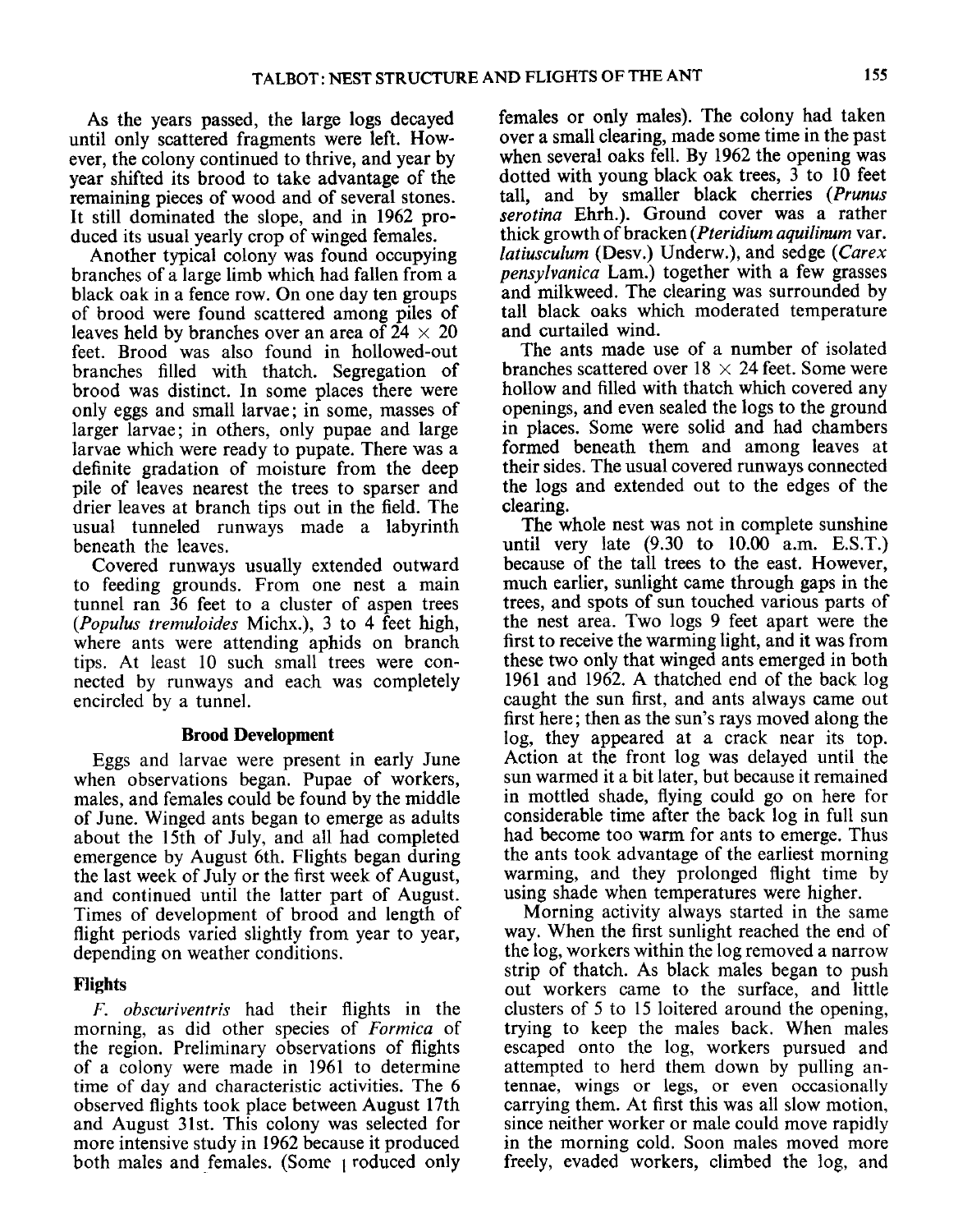As the years passed, the large logs decayed until only scattered fragments were left. However, the colony continued to thrive, and year by year shifted its brood to take advantage of the remaining pieces of wood and of several stones. It still dominated the slope, and in 1962 produced its usual yearly crop of winged females.

Another typical colony was found occupying branches of a large limb which had fallen from a black oak in a fence row. On one day ten groups of brood were found scattered among piles of leaves held by branches over an area of 24 × 20 feet. Brood was also found in hollowed-out branches filled with thatch. Segregation of brood was distinct. In some places there were only eggs and small larvae; in some, masses of larger larvae; in others, only pupae and large larvae which were ready to pupate. There was a definite gradation of moisture from the deep pile of leaves nearest the trees to sparser and drier leaves at branch tips out in the field. The usual tunneled runways made a labyrinth beneath the leaves.

Covered runways usually extended outward to feeding grounds. From one nest a main tunnel ran 36 feet to a cluster of aspen trees (*Populus tremuloides* Michx.), 3 to 4 feet high, where ants were attending aphids on branch tips. At least 10 such small trees were connected by runways and each was completely encircled by a tunnel.

### Brood Development

Eggs and larvae were present in early June when observations began. Pupae of workers, males, and females could be found by the middle of June. Winged ants began to emerge as adults about the 15th of July, and all had completed emergence by August 6th. Flights began during the last week of July or the first week of August, and continued until the latter part of August. Times of development of brood and length of flight periods varied slightly from year to year, depending on weather conditions.

### Flights

*F. obscuriventris* had their flights in the morning, as did other species of *Formica* of the region. Preliminary observations of flights of a colony were made in 1961 to determine time of day and characteristic activities. The 6 observed flights took place between August 17th and August 31st. This colony was selected for more intensive study in 1962 because it produced both males and females. (Some produced only females or only males). The colony had taken over a small clearing, made some time in the past when several oaks fell. By 1962 the opening was dotted with young black oak trees, 3 to 10 feet tall, and by smaller black cherries (*Prunus serotina* Ehrh.). Ground cover was a rather thick growth of bracken (*Pteridium aquilinum* var. *latiusculum* (Desv.) Underw.), and sedge (*Carex pensylvanica* Lam.) together with a few grasses and milkweed. The clearing was surrounded by tall black oaks which moderated temperature and curtailed wind.

The ants made use of a number of isolated branches scattered over 18 × 24 feet. Some were hollow and filled with thatch which covered any openings, and even sealed the logs to the ground in places. Some were solid and had chambers formed beneath them and among leaves at their sides. The usual covered runways connected the logs and extended out to the edges of the clearing.

The whole nest was not in complete sunshine until very late (9.30 to 10.00 a.m. E.S.T.) because of the tall trees to the east. However, much earlier, sunlight came through gaps in the trees, and spots of sun touched various parts of the nest area. Two logs 9 feet apart were the first to receive the warming light, and it was from these two only that winged ants emerged in both 1961 and 1962. A thatched end of the back log caught the sun first, and ants always came out first here; then as the sun's rays moved along the log, they appeared at a crack near its top. Action at the front log was delayed until the sun warmed it a bit later, but because it remained in mottled shade, flying could go on here for considerable time after the back log in full sun had become too warm for ants to emerge. Thus the ants took advantage of the earliest morning warming, and they prolonged flight time by using shade when temperatures were higher.

Morning activity always started in the same way. When the first sunlight reached the end of the log, workers within the log removed a narrow strip of thatch. As black males began to push out workers came to the surface, and little clusters of 5 to 15 loitered around the opening, trying to keep the males back. When males escaped onto the log, workers pursued and attempted to herd them down by pulling antennae, wings or legs, or even occasionally carrying them. At first this was all slow motion, since neither worker or male could move rapidly in the morning cold. Soon males moved more freely, evaded workers, climbed the log, and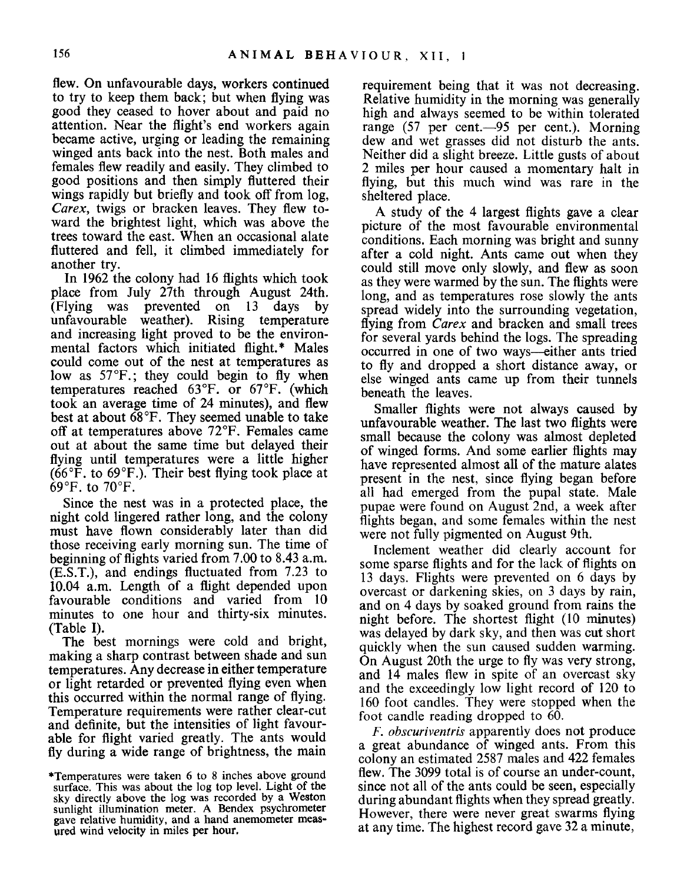flew. On unfavourable days, workers continued to try to keep them back; but when flying was good they ceased to hover about and paid no attention. Near the flight's end workers again became active, urging or leading the remaining winged ants back into the nest. Both males and females flew readily and easily. They climbed to good positions and then simply fluttered their wings rapidly but briefly and took off from log, *Carex*, twigs or bracken leaves. They flew toward the brightest light, which was above the trees toward the east. When an occasional alate fluttered and fell, it climbed immediately for another try.

In 1962 the colony had 16 flights which took place from July 27th through August 24th. (Flying was prevented on 13 days by unfavourable weather). Rising temperature and increasing light proved to be the environmental factors which initiated flight.* Males could come out of the nest at temperatures as low as 57°F.; they could begin to fly when temperatures reached 63°F. or 67°F. (which took an average time of 24 minutes), and flew best at about 68°F. They seemed unable to take off at temperatures above 72°F. Females came out at about the same time but delayed their flying until temperatures were a little higher (66°F. to 69°F.). Their best flying took place at 69°F. to 70°F.

Since the nest was in a protected place, the night cold lingered rather long, and the colony must have flown considerably later than did those receiving early morning sun. The time of beginning of flights varied from 7.00 to 8.43 a.m. (E.S.T.), and endings fluctuated from 7.23 to 10.04 a.m. Length of a flight depended upon favourable conditions and varied from 10 minutes to one hour and thirty-six minutes. (Table I).

The best mornings were cold and bright, making a sharp contrast between shade and sun temperatures. Any decrease in either temperature or light retarded or prevented flying even when this occurred within the normal range of flying. Temperature requirements were rather clear-cut and definite, but the intensities of light favourable for flight varied greatly. The ants would fly during a wide range of brightness, the main requirement being that it was not decreasing. Relative humidity in the morning was generally high and always seemed to be within tolerated range (57 per cent.—95 per cent.). Morning dew and wet grasses did not disturb the ants. Neither did a slight breeze. Little gusts of about 2 miles per hour caused a momentary halt in flying, but this much wind was rare in the sheltered place.

A study of the 4 largest flights gave a clear picture of the most favourable environmental conditions. Each morning was bright and sunny after a cold night. Ants came out when they could still move only slowly, and flew as soon as they were warmed by the sun. The flights were long, and as temperatures rose slowly the ants spread widely into the surrounding vegetation, flying from *Carex* and bracken and small trees for several yards behind the logs. The spreading occurred in one of two ways—either ants tried to fly and dropped a short distance away, or else winged ants came up from their tunnels beneath the leaves.

Smaller flights were not always caused by unfavourable weather. The last two flights were small because the colony was almost depleted of winged forms. And some earlier flights may have represented almost all of the mature alates present in the nest, since flying began before all had emerged from the pupal state. Male pupae were found on August 2nd, a week after flights began, and some females within the nest were not fully pigmented on August 9th.

Inclement weather did clearly account for some sparse flights and for the lack of flights on 13 days. Flights were prevented on 6 days by overcast or darkening skies, on 3 days by rain, and on 4 days by soaked ground from rains the night before. The shortest flight (10 minutes) was delayed by dark sky, and then was cut short quickly when the sun caused sudden warming. On August 20th the urge to fly was very strong, and 14 males flew in spite of an overcast sky and the exceedingly low light record of 120 to 160 foot candles. They were stopped when the foot candle reading dropped to 60.

*F. obscuriventris* apparently does not produce a great abundance of winged ants. From this colony an estimated 2587 males and 422 females flew. The 3099 total is of course an under-count, since not all of the ants could be seen, especially during abundant flights when they spread greatly. However, there were never great swarms flying at any time. The highest record gave 32 a minute,

*Temperatures were taken 6 to 8 inches above ground surface. This was about the log top level. Light of the sky directly above the log was recorded by a Weston sunlight illumination meter. A Bendex psychrometer gave relative humidity, and a hand anemometer measured wind velocity in miles per hour.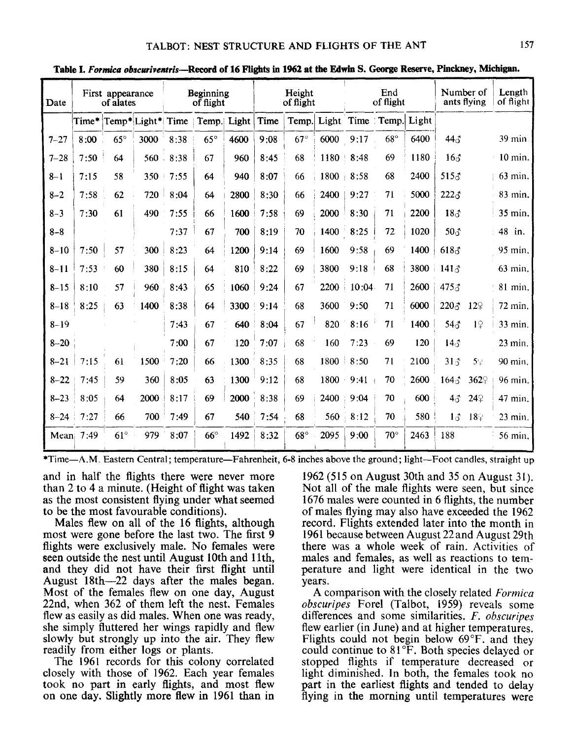**Table I. *Formica obscuriventris*—Record of 16 Flights in 1962 at the Edwin S. George Reserve, Pinckney, Michigan.**

| Date | First appearance of alates | | | Beginning of flight | | | Height of flight | | | End of flight | | | Number of ants flying | | Length of flight |
|---|---|---|---|---|---|---|---|---|---|---|---|---|---|---|---|
| | Time* | Temp* | Light* | Time | Temp. | Light | Time | Temp. | Light | Time | Temp. | Light | | | |
| 7–27 | 8:00 | 65° | 3000 | 8:38 | 65° | 4600 | 9:08 | 67° | 6000 | 9:17 | 68° | 6400 | 44♂ | | 39 min. |
| 7–28 | 7:50 | 64 | 560 | 8:38 | 67 | 960 | 8:45 | 68 | 1180 | 8:48 | 69 | 1180 | 16♂ | | 10 min. |
| 8–1 | 7:15 | 58 | 350 | 7:55 | 64 | 940 | 8:07 | 66 | 1800 | 8:58 | 68 | 2400 | 515♂ | | 63 min. |
| 8–2 | 7:58 | 62 | 720 | 8:04 | 64 | 2800 | 8:30 | 66 | 2400 | 9:27 | 71 | 5000 | 222♂ | | 83 min. |
| 8–3 | 7:30 | 61 | 490 | 7:55 | 66 | 1600 | 7:58 | 69 | 2000 | 8:30 | 71 | 2200 | 18♂ | | 35 min. |
| 8–8 | | | | 7:37 | 67 | 700 | 8:19 | 70 | 1400 | 8:25 | 72 | 1020 | 50♂ | | 48 in. |
| 8–10 | 7:50 | 57 | 300 | 8:23 | 64 | 1200 | 9:14 | 69 | 1600 | 9:58 | 69 | 1400 | 618♂ | | 95 min. |
| 8–11 | 7:53 | 60 | 380 | 8:15 | 64 | 810 | 8:22 | 69 | 3800 | 9:18 | 68 | 3800 | 141♂ | | 63 min. |
| 8–15 | 8:10 | 57 | 960 | 8:43 | 65 | 1060 | 9:24 | 67 | 2200 | 10:04 | 71 | 2600 | 475♂ | | 81 min. |
| 8–18 | 8:25 | 63 | 1400 | 8:38 | 64 | 3300 | 9:14 | 68 | 3600 | 9:50 | 71 | 6000 | 220♂ | 12♀ | 72 min. |
| 8–19 | | | | 7:43 | 67 | 640 | 8:04 | 67 | 820 | 8:16 | 71 | 1400 | 54♂ | 1♀ | 33 min. |
| 8–20 | | | | 7:00 | 67 | 120 | 7:07 | 68 | 160 | 7:23 | 69 | 120 | 14♂ | | 23 min. |
| 8–21 | 7:15 | 61 | 1500 | 7:20 | 66 | 1300 | 8:35 | 68 | 1800 | 8:50 | 71 | 2100 | 31♂ | 5♀ | 90 min. |
| 8–22 | 7:45 | 59 | 360 | 8:05 | 63 | 1300 | 9:12 | 68 | 1800 | 9:41 | 70 | 2600 | 164♂ | 362♀ | 96 min. |
| 8–23 | 8:05 | 64 | 2000 | 8:17 | 69 | 2000 | 8:38 | 69 | 2400 | 9:04 | 70 | 600 | 4♂ | 24♀ | 47 min. |
| 8–24 | 7:27 | 66 | 700 | 7:49 | 67 | 540 | 7:54 | 68 | 560 | 8:12 | 70 | 580 | 1♂ | 18♀ | 23 min. |
| Mean | 7:49 | 61° | 979 | 8:07 | 66° | 1492 | 8:32 | 68° | 2095 | 9:00 | 70° | 2463 | 188 | | 56 min. |

*Time—A.M. Eastern Central; temperature—Fahrenheit, 6-8 inches above the ground; light—Foot candles, straight up

and in half the flights there were never more than 2 to 4 a minute. (Height of flight was taken as the most consistent flying under what seemed to be the most favourable conditions).

Males flew on all of the 16 flights, although most were gone before the last two. The first 9 flights were exclusively male. No females were seen outside the nest until August 10th and 11th, and they did not have their first flight until August 18th—22 days after the males began. Most of the females flew on one day, August 22nd, when 362 of them left the nest. Females flew as easily as did males. When one was ready, she simply fluttered her wings rapidly and flew slowly but strongly up into the air. They flew readily from either logs or plants.

The 1961 records for this colony correlated closely with those of 1962. Each year females took no part in early flights, and most flew on one day. Slightly more flew in 1961 than in 1962 (515 on August 30th and 35 on August 31). Not all of the male flights were seen, but since 1676 males were counted in 6 flights, the number of males flying may also have exceeded the 1962 record. Flights extended later into the month in 1961 because between August 22 and August 29th there was a whole week of rain. Activities of males and females, as well as reactions to temperature and light were identical in the two years.

A comparison with the closely related *Formica obscuripes* Forel (Talbot, 1959) reveals some differences and some similarities. *F. obscuripes* flew earlier (in June) and at higher temperatures. Flights could not begin below 69°F. and they could continue to 81°F. Both species delayed or stopped flights if temperature decreased or light diminished. In both, the females took no part in the earliest flights and tended to delay flying in the morning until temperatures were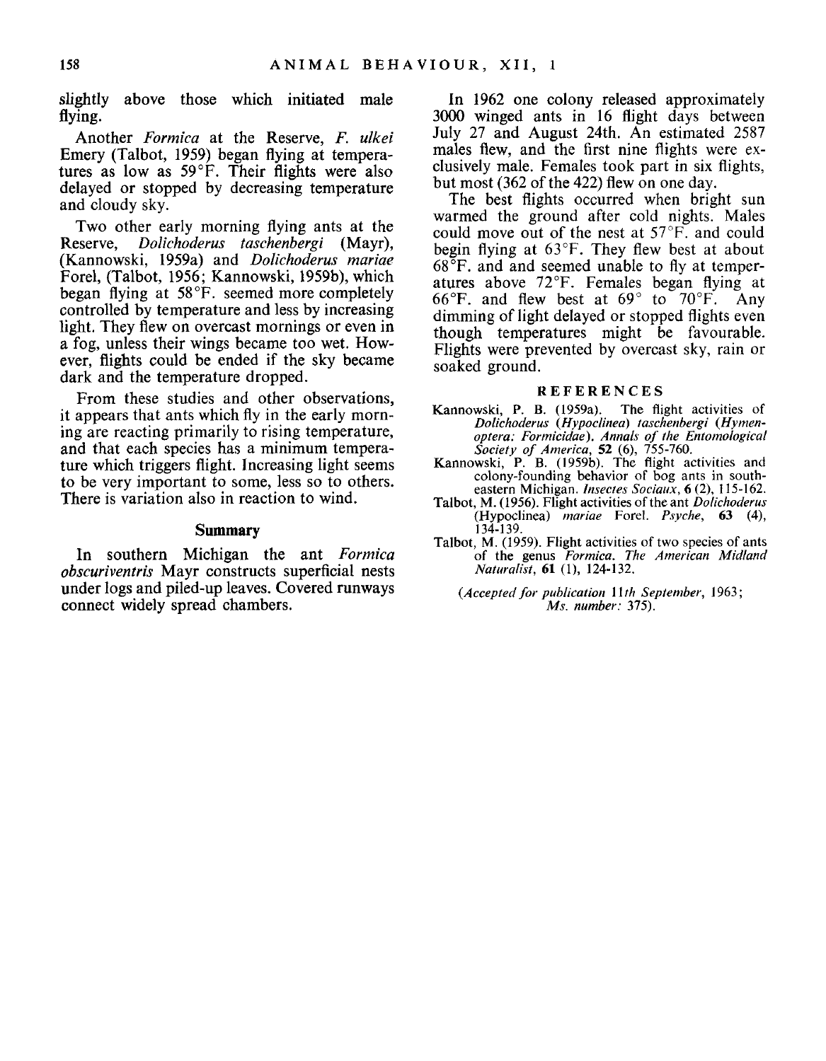slightly above those which initiated male flying.

Another *Formica* at the Reserve, *F. ulkei* Emery (Talbot, 1959) began flying at temperatures as low as 59°F. Their flights were also delayed or stopped by decreasing temperature and cloudy sky.

Two other early morning flying ants at the Reserve, *Dolichoderus taschenbergi* (Mayr), (Kannowski, 1959a) and *Dolichoderus mariae* Forel, (Talbot, 1956; Kannowski, 1959b), which began flying at 58°F. seemed more completely controlled by temperature and less by increasing light. They flew on overcast mornings or even in a fog, unless their wings became too wet. However, flights could be ended if the sky became dark and the temperature dropped.

From these studies and other observations, it appears that ants which fly in the early morning are reacting primarily to rising temperature, and that each species has a minimum temperature which triggers flight. Increasing light seems to be very important to some, less so to others. There is variation also in reaction to wind.

## Summary

In southern Michigan the ant *Formica obscuriventris* Mayr constructs superficial nests under logs and piled-up leaves. Covered runways connect widely spread chambers.

In 1962 one colony released approximately 3000 winged ants in 16 flight days between July 27 and August 24th. An estimated 2587 males flew, and the first nine flights were exclusively male. Females took part in six flights, but most (362 of the 422) flew on one day.

The best flights occurred when bright sun warmed the ground after cold nights. Males could move out of the nest at 57°F. and could begin flying at 63°F. They flew best at about 68°F. and and seemed unable to fly at temperatures above 72°F. Females began flying at 66°F. and flew best at 69° to 70°F. Any dimming of light delayed or stopped flights even though temperatures might be favourable. Flights were prevented by overcast sky, rain or soaked ground.

## REFERENCES

Kannowski, P. B. (1959a). The flight activities of *Dolichoderus (Hypoclinea) taschenbergi (Hymenoptera: Formicidae)*. *Annals of the Entomological Society of America*, **52** (6), 755-760.

Kannowski, P. B. (1959b). The flight activities and colony-founding behavior of bog ants in southeastern Michigan. *Insectes Sociaux*, **6** (2), 115-162.

Talbot, M. (1956). Flight activities of the ant *Dolichoderus* (Hypoclinea) *mariae* Forel. *Psyche*, **63** (4), 134-139.

Talbot, M. (1959). Flight activities of two species of ants of the genus *Formica*. *The American Midland Naturalist*, **61** (1), 124-132.

*(Accepted for publication 11th September, 1963; Ms. number: 375).*